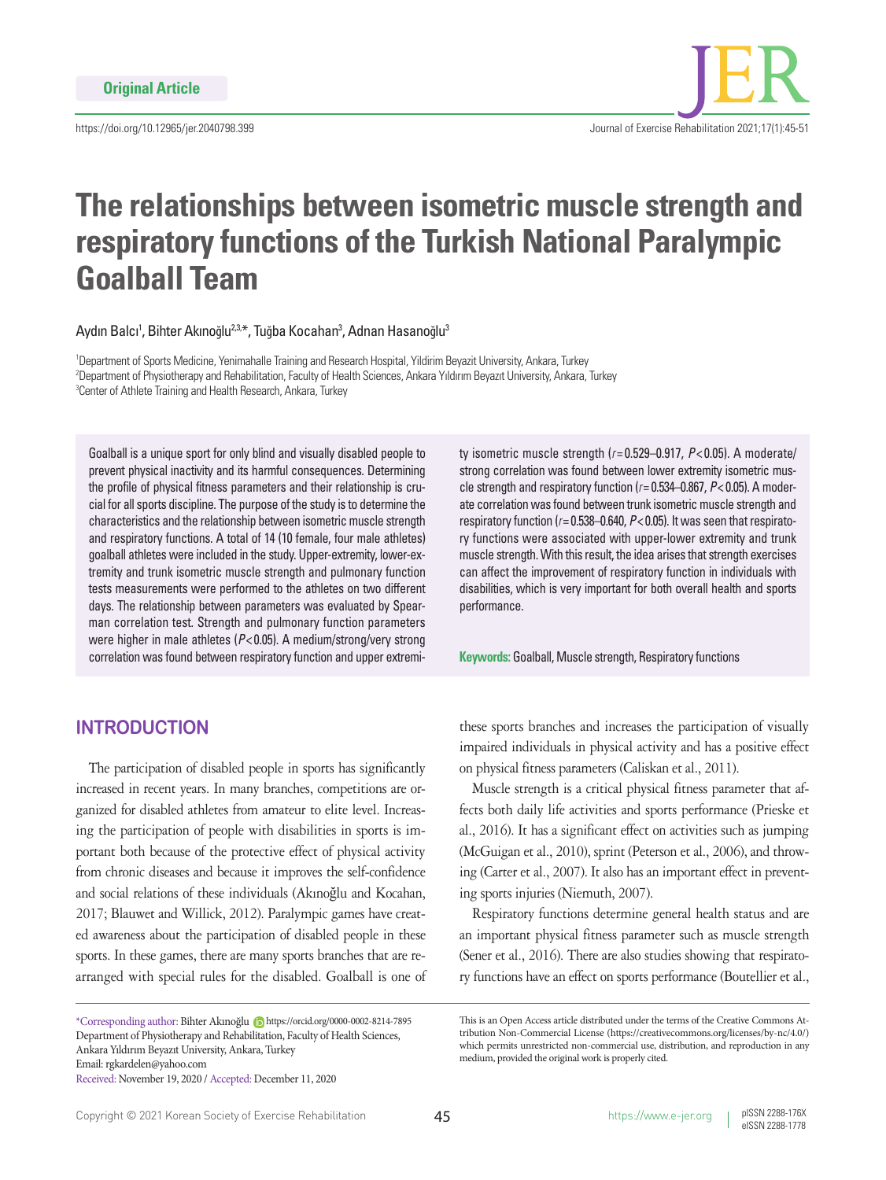Original Article

https://doi.org/10.12965/jer.2040798.399

# The relationships between isometric muscle strength and respiratory functions of the Turkish National Paralympic Goalball Team

Aydın Balcı[1], Bihter Akınoğlu[2,3,*], Tuğba Kocahan[3], Adnan Hasanoğlu[3]

[1]Department of Sports Medicine, Yenimahalle Training and Research Hospital, Yildirim Beyazit University, Ankara, Turkey
[2]Department of Physiotherapy and Rehabilitation, Faculty of Health Sciences, Ankara Yıldırım Beyazıt University, Ankara, Turkey
[3]Center of Athlete Training and Health Research, Ankara, Turkey

Goalball is a unique sport for only blind and visually disabled people to prevent physical inactivity and its harmful consequences. Determining the profile of physical fitness parameters and their relationship is crucial for all sports discipline. The purpose of the study is to determine the characteristics and the relationship between isometric muscle strength and respiratory functions. A total of 14 (10 female, four male athletes) goalball athletes were included in the study. Upper-extremity, lower-extremity and trunk isometric muscle strength and pulmonary function tests measurements were performed to the athletes on two different days. The relationship between parameters was evaluated by Spearman correlation test. Strength and pulmonary function parameters were higher in male athletes ($P<0.05$). A medium/strong/very strong correlation was found between respiratory function and upper extremity isometric muscle strength ($r=0.529$–$0.917$, $P<0.05$). A moderate/strong correlation was found between lower extremity isometric muscle strength and respiratory function ($r=0.534$–$0.867$, $P<0.05$). A moderate correlation was found between trunk isometric muscle strength and respiratory function ($r=0.538$–$0.640$, $P<0.05$). It was seen that respiratory functions were associated with upper-lower extremity and trunk muscle strength. With this result, the idea arises that strength exercises can affect the improvement of respiratory function in individuals with disabilities, which is very important for both overall health and sports performance.

**Keywords:** Goalball, Muscle strength, Respiratory functions

## INTRODUCTION

The participation of disabled people in sports has significantly increased in recent years. In many branches, competitions are organized for disabled athletes from amateur to elite level. Increasing the participation of people with disabilities in sports is important both because of the protective effect of physical activity from chronic diseases and because it improves the self-confidence and social relations of these individuals (Akınoğlu and Kocahan, 2017; Blauwet and Willick, 2012). Paralympic games have created awareness about the participation of disabled people in these sports. In these games, there are many sports branches that are rearranged with special rules for the disabled. Goalball is one of these sports branches and increases the participation of visually impaired individuals in physical activity and has a positive effect on physical fitness parameters (Caliskan et al., 2011).

Muscle strength is a critical physical fitness parameter that affects both daily life activities and sports performance (Prieske et al., 2016). It has a significant effect on activities such as jumping (McGuigan et al., 2010), sprint (Peterson et al., 2006), and throwing (Carter et al., 2007). It also has an important effect in preventing sports injuries (Niemuth, 2007).

Respiratory functions determine general health status and are an important physical fitness parameter such as muscle strength (Sener et al., 2016). There are also studies showing that respiratory functions have an effect on sports performance (Boutellier et al.,

*Corresponding author: Bihter Akınoğlu https://orcid.org/0000-0002-8214-7895
Department of Physiotherapy and Rehabilitation, Faculty of Health Sciences, Ankara Yıldırım Beyazıt University, Ankara, Turkey
Email: rgkardelen@yahoo.com
Received: November 19, 2020 / Accepted: December 11, 2020

This is an Open Access article distributed under the terms of the Creative Commons Attribution Non-Commercial License (https://creativecommons.org/licenses/by-nc/4.0/) which permits unrestricted non-commercial use, distribution, and reproduction in any medium, provided the original work is properly cited.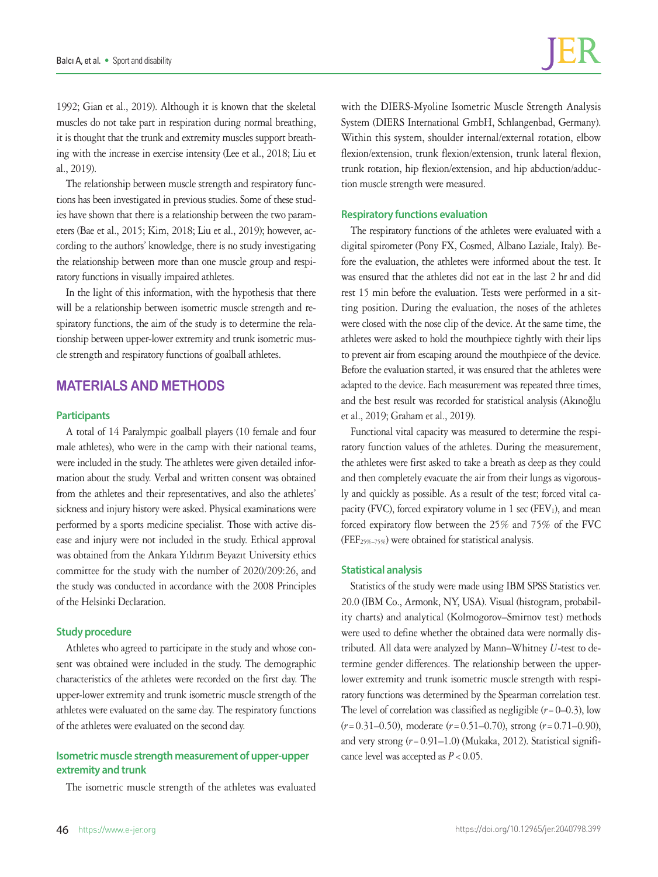1992; Gian et al., 2019). Although it is known that the skeletal muscles do not take part in respiration during normal breathing, it is thought that the trunk and extremity muscles support breathing with the increase in exercise intensity (Lee et al., 2018; Liu et al., 2019).

The relationship between muscle strength and respiratory functions has been investigated in previous studies. Some of these studies have shown that there is a relationship between the two parameters (Bae et al., 2015; Kim, 2018; Liu et al., 2019); however, according to the authors' knowledge, there is no study investigating the relationship between more than one muscle group and respiratory functions in visually impaired athletes.

In the light of this information, with the hypothesis that there will be a relationship between isometric muscle strength and respiratory functions, the aim of the study is to determine the relationship between upper-lower extremity and trunk isometric muscle strength and respiratory functions of goalball athletes.

## MATERIALS AND METHODS

### Participants

A total of 14 Paralympic goalball players (10 female and four male athletes), who were in the camp with their national teams, were included in the study. The athletes were given detailed information about the study. Verbal and written consent was obtained from the athletes and their representatives, and also the athletes' sickness and injury history were asked. Physical examinations were performed by a sports medicine specialist. Those with active disease and injury were not included in the study. Ethical approval was obtained from the Ankara Yıldırım Beyazıt University ethics committee for the study with the number of 2020/209:26, and the study was conducted in accordance with the 2008 Principles of the Helsinki Declaration.

### Study procedure

Athletes who agreed to participate in the study and whose consent was obtained were included in the study. The demographic characteristics of the athletes were recorded on the first day. The upper-lower extremity and trunk isometric muscle strength of the athletes were evaluated on the same day. The respiratory functions of the athletes were evaluated on the second day.

### Isometric muscle strength measurement of upper-upper extremity and trunk

The isometric muscle strength of the athletes was evaluated with the DIERS-Myoline Isometric Muscle Strength Analysis System (DIERS International GmbH, Schlangenbad, Germany). Within this system, shoulder internal/external rotation, elbow flexion/extension, trunk flexion/extension, trunk lateral flexion, trunk rotation, hip flexion/extension, and hip abduction/adduction muscle strength were measured.

### Respiratory functions evaluation

The respiratory functions of the athletes were evaluated with a digital spirometer (Pony FX, Cosmed, Albano Laziale, Italy). Before the evaluation, the athletes were informed about the test. It was ensured that the athletes did not eat in the last 2 hr and did rest 15 min before the evaluation. Tests were performed in a sitting position. During the evaluation, the noses of the athletes were closed with the nose clip of the device. At the same time, the athletes were asked to hold the mouthpiece tightly with their lips to prevent air from escaping around the mouthpiece of the device. Before the evaluation started, it was ensured that the athletes were adapted to the device. Each measurement was repeated three times, and the best result was recorded for statistical analysis (Akınoğlu et al., 2019; Graham et al., 2019).

Functional vital capacity was measured to determine the respiratory function values of the athletes. During the measurement, the athletes were first asked to take a breath as deep as they could and then completely evacuate the air from their lungs as vigorously and quickly as possible. As a result of the test; forced vital capacity (FVC), forced expiratory volume in 1 sec ($FEV_1$), and mean forced expiratory flow between the 25% and 75% of the FVC ($FEF_{25\%–75\%}$) were obtained for statistical analysis.

### Statistical analysis

Statistics of the study were made using IBM SPSS Statistics ver. 20.0 (IBM Co., Armonk, NY, USA). Visual (histogram, probability charts) and analytical (Kolmogorov–Smirnov test) methods were used to define whether the obtained data were normally distributed. All data were analyzed by Mann–Whitney *U*-test to determine gender differences. The relationship between the upper-lower extremity and trunk isometric muscle strength with respiratory functions was determined by the Spearman correlation test. The level of correlation was classified as negligible ($r = 0–0.3$), low ($r = 0.31–0.50$), moderate ($r = 0.51–0.70$), strong ($r = 0.71–0.90$), and very strong ($r = 0.91–1.0$) (Mukaka, 2012). Statistical significance level was accepted as $P < 0.05$.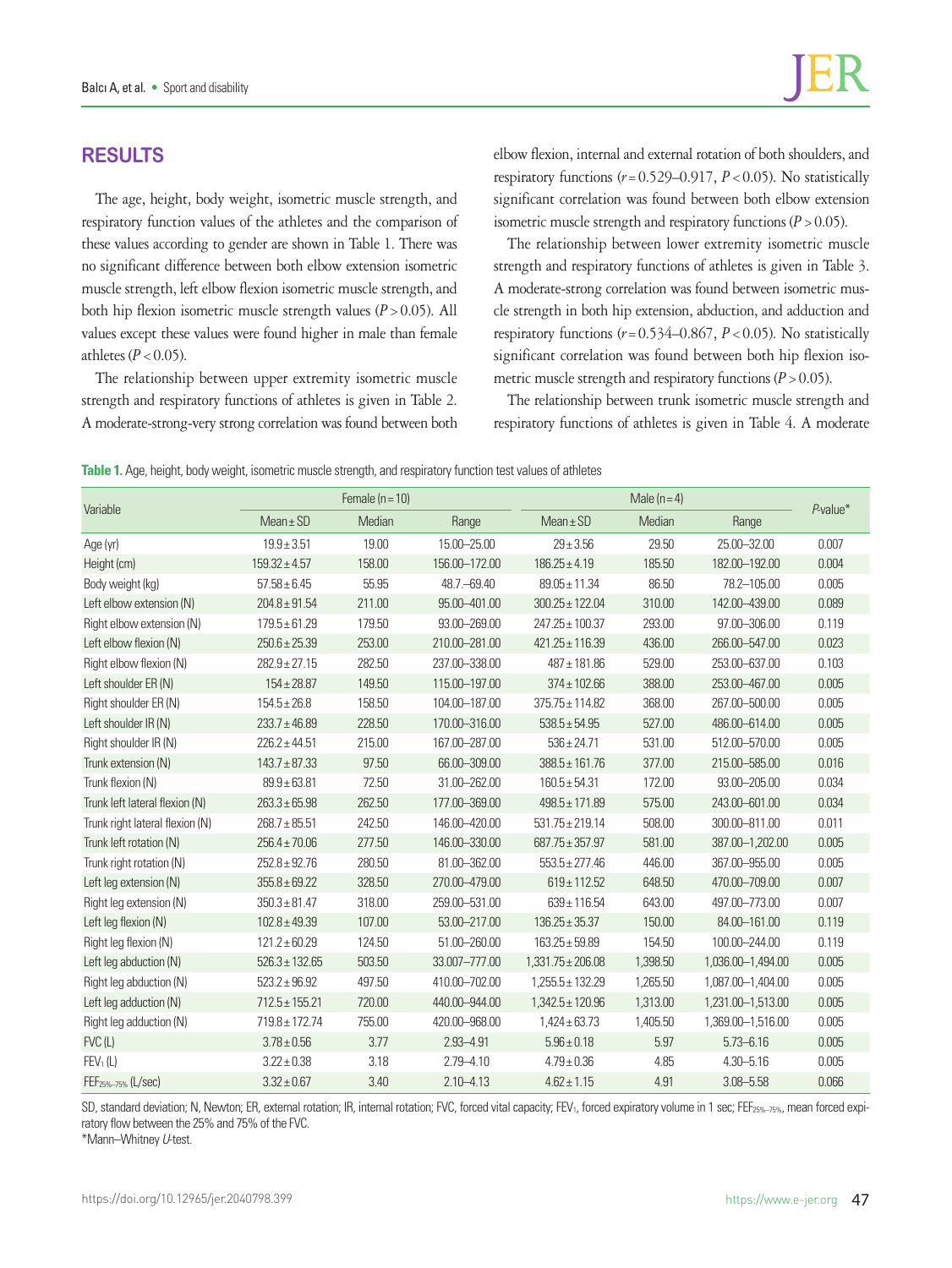## RESULTS

The age, height, body weight, isometric muscle strength, and respiratory function values of the athletes and the comparison of these values according to gender are shown in Table 1. There was no significant difference between both elbow extension isometric muscle strength, left elbow flexion isometric muscle strength, and both hip flexion isometric muscle strength values ($P > 0.05$). All values except these values were found higher in male than female athletes ($P < 0.05$).

The relationship between upper extremity isometric muscle strength and respiratory functions of athletes is given in Table 2. A moderate-strong-very strong correlation was found between both elbow flexion, internal and external rotation of both shoulders, and respiratory functions ($r = 0.529–0.917$, $P < 0.05$). No statistically significant correlation was found between both elbow extension isometric muscle strength and respiratory functions ($P > 0.05$).

The relationship between lower extremity isometric muscle strength and respiratory functions of athletes is given in Table 3. A moderate-strong correlation was found between isometric muscle strength in both hip extension, abduction, and adduction and respiratory functions ($r = 0.534–0.867$, $P < 0.05$). No statistically significant correlation was found between both hip flexion isometric muscle strength and respiratory functions ($P > 0.05$).

The relationship between trunk isometric muscle strength and respiratory functions of athletes is given in Table 4. A moderate

**Table 1.** Age, height, body weight, isometric muscle strength, and respiratory function test values of athletes

| Variable | Female (n=10) | | | Male (n=4) | | | *P*-value* |
|---|---|---|---|---|---|---|---|
| | Mean ± SD | Median | Range | Mean ± SD | Median | Range | |
| Age (yr) | 19.9 ± 3.51 | 19.00 | 15.00–25.00 | 29 ± 3.56 | 29.50 | 25.00–32.00 | 0.007 |
| Height (cm) | 159.32 ± 4.57 | 158.00 | 156.00–172.00 | 186.25 ± 4.19 | 185.50 | 182.00–192.00 | 0.004 |
| Body weight (kg) | 57.58 ± 6.45 | 55.95 | 48.7.–69.40 | 89.05 ± 11.34 | 86.50 | 78.2–105.00 | 0.005 |
| Left elbow extension (N) | 204.8 ± 91.54 | 211.00 | 95.00–401.00 | 300.25 ± 122.04 | 310.00 | 142.00–439.00 | 0.089 |
| Right elbow extension (N) | 179.5 ± 61.29 | 179.50 | 93.00–269.00 | 247.25 ± 100.37 | 293.00 | 97.00–306.00 | 0.119 |
| Left elbow flexion (N) | 250.6 ± 25.39 | 253.00 | 210.00–281.00 | 421.25 ± 116.39 | 436.00 | 266.00–547.00 | 0.023 |
| Right elbow flexion (N) | 282.9 ± 27.15 | 282.50 | 237.00–338.00 | 487 ± 181.86 | 529.00 | 253.00–637.00 | 0.103 |
| Left shoulder ER (N) | 154 ± 28.87 | 149.50 | 115.00–197.00 | 374 ± 102.66 | 388.00 | 253.00–467.00 | 0.005 |
| Right shoulder ER (N) | 154.5 ± 26.8 | 158.50 | 104.00–187.00 | 375.75 ± 114.82 | 368.00 | 267.00–500.00 | 0.005 |
| Left shoulder IR (N) | 233.7 ± 46.89 | 228.50 | 170.00–316.00 | 538.5 ± 54.95 | 527.00 | 486.00–614.00 | 0.005 |
| Right shoulder IR (N) | 226.2 ± 44.51 | 215.00 | 167.00–287.00 | 536 ± 24.71 | 531.00 | 512.00–570.00 | 0.005 |
| Trunk extension (N) | 143.7 ± 87.33 | 97.50 | 66.00–309.00 | 388.5 ± 161.76 | 377.00 | 215.00–585.00 | 0.016 |
| Trunk flexion (N) | 89.9 ± 63.81 | 72.50 | 31.00–262.00 | 160.5 ± 54.31 | 172.00 | 93.00–205.00 | 0.034 |
| Trunk left lateral flexion (N) | 263.3 ± 65.98 | 262.50 | 177.00–369.00 | 498.5 ± 171.89 | 575.00 | 243.00–601.00 | 0.034 |
| Trunk right lateral flexion (N) | 268.7 ± 85.51 | 242.50 | 146.00–420.00 | 531.75 ± 219.14 | 508.00 | 300.00–811.00 | 0.011 |
| Trunk left rotation (N) | 256.4 ± 70.06 | 277.50 | 146.00–330.00 | 687.75 ± 357.97 | 581.00 | 387.00–1,202.00 | 0.005 |
| Trunk right rotation (N) | 252.8 ± 92.76 | 280.50 | 81.00–362.00 | 553.5 ± 277.46 | 446.00 | 367.00–955.00 | 0.005 |
| Left leg extension (N) | 355.8 ± 69.22 | 328.50 | 270.00–479.00 | 619 ± 112.52 | 648.50 | 470.00–709.00 | 0.007 |
| Right leg extension (N) | 350.3 ± 81.47 | 318.00 | 259.00–531.00 | 639 ± 116.54 | 643.00 | 497.00–773.00 | 0.007 |
| Left leg flexion (N) | 102.8 ± 49.39 | 107.00 | 53.00–217.00 | 136.25 ± 35.37 | 150.00 | 84.00–161.00 | 0.119 |
| Right leg flexion (N) | 121.2 ± 60.29 | 124.50 | 51.00–260.00 | 163.25 ± 59.89 | 154.50 | 100.00–244.00 | 0.119 |
| Left leg abduction (N) | 526.3 ± 132.65 | 503.50 | 33.007–777.00 | 1,331.75 ± 206.08 | 1,398.50 | 1,036.00–1,494.00 | 0.005 |
| Right leg abduction (N) | 523.2 ± 96.92 | 497.50 | 410.00–702.00 | 1,255.5 ± 132.29 | 1,265.50 | 1,087.00–1,404.00 | 0.005 |
| Left leg adduction (N) | 712.5 ± 155.21 | 720.00 | 440.00–944.00 | 1,342.5 ± 120.96 | 1,313.00 | 1,231.00–1,513.00 | 0.005 |
| Right leg adduction (N) | 719.8 ± 172.74 | 755.00 | 420.00–968.00 | 1,424 ± 63.73 | 1,405.50 | 1,369.00–1,516.00 | 0.005 |
| FVC (L) | 3.78 ± 0.56 | 3.77 | 2.93–4.91 | 5.96 ± 0.18 | 5.97 | 5.73–6.16 | 0.005 |
| $FEV_1$ (L) | 3.22 ± 0.38 | 3.18 | 2.79–4.10 | 4.79 ± 0.36 | 4.85 | 4.30–5.16 | 0.005 |
| $FEF_{25\%–75\%}$ (L/sec) | 3.32 ± 0.67 | 3.40 | 2.10–4.13 | 4.62 ± 1.15 | 4.91 | 3.08–5.58 | 0.066 |

SD, standard deviation; N, Newton; ER, external rotation; IR, internal rotation; FVC, forced vital capacity; $FEV_1$, forced expiratory volume in 1 sec; $FEF_{25\%–75\%}$, mean forced expiratory flow between the 25% and 75% of the FVC.
*Mann–Whitney *U*-test.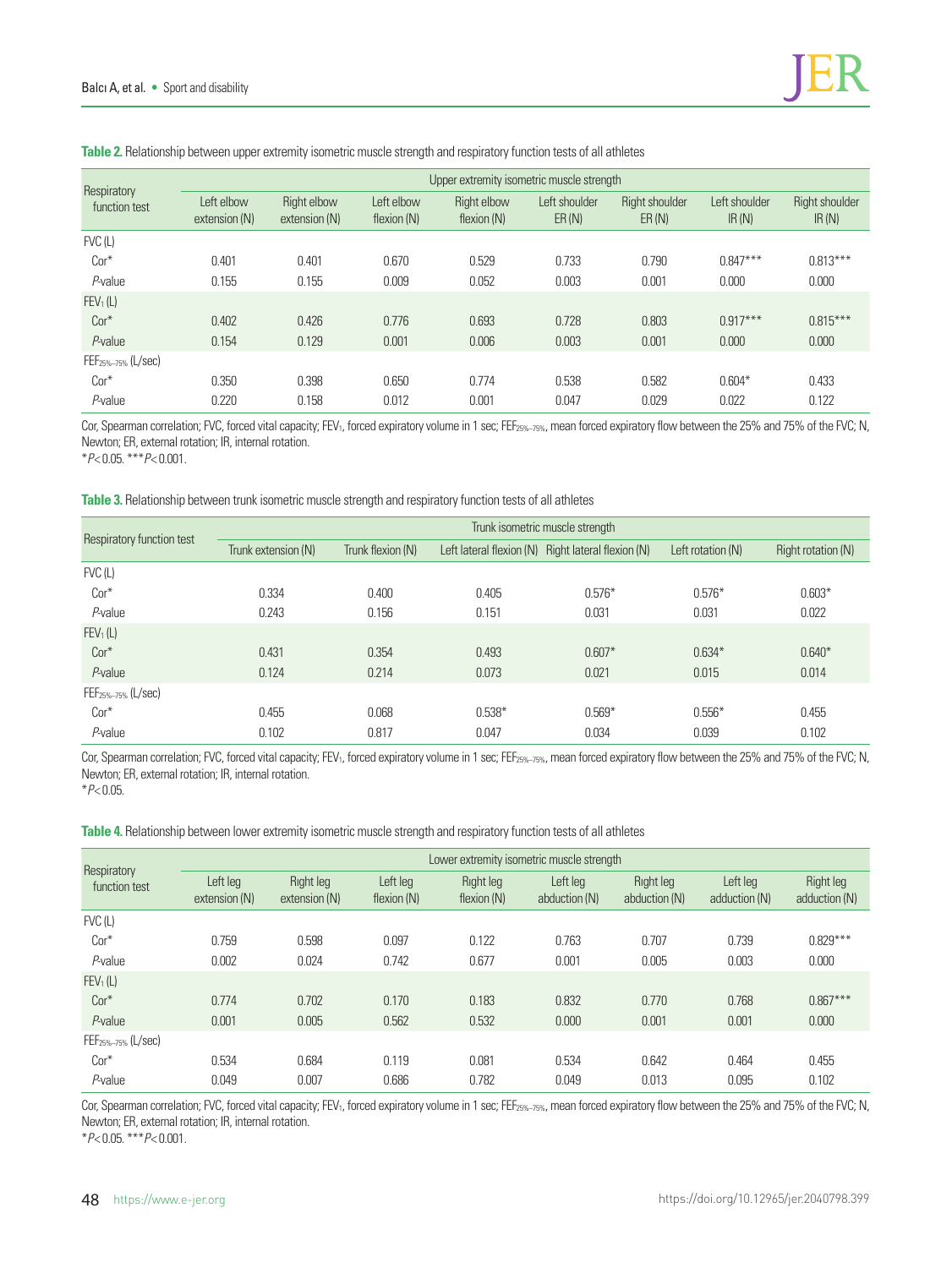**Table 2.** Relationship between upper extremity isometric muscle strength and respiratory function tests of all athletes

| Respiratory function test | Upper extremity isometric muscle strength | | | | | | | |
|---|---|---|---|---|---|---|---|---|
| | Left elbow extension (N) | Right elbow extension (N) | Left elbow flexion (N) | Right elbow flexion (N) | Left shoulder ER (N) | Right shoulder ER (N) | Left shoulder IR (N) | Right shoulder IR (N) |
| FVC (L) | | | | | | | | |
| Cor* | 0.401 | 0.401 | 0.670 | 0.529 | 0.733 | 0.790 | 0.847*** | 0.813*** |
| *P*-value | 0.155 | 0.155 | 0.009 | 0.052 | 0.003 | 0.001 | 0.000 | 0.000 |
| $FEV_1$ (L) | | | | | | | | |
| Cor* | 0.402 | 0.426 | 0.776 | 0.693 | 0.728 | 0.803 | 0.917*** | 0.815*** |
| *P*-value | 0.154 | 0.129 | 0.001 | 0.006 | 0.003 | 0.001 | 0.000 | 0.000 |
| $FEF_{25\%-75\%}$ (L/sec) | | | | | | | | |
| Cor* | 0.350 | 0.398 | 0.650 | 0.774 | 0.538 | 0.582 | 0.604* | 0.433 |
| *P*-value | 0.220 | 0.158 | 0.012 | 0.001 | 0.047 | 0.029 | 0.022 | 0.122 |

Cor, Spearman correlation; FVC, forced vital capacity; $FEV_1$, forced expiratory volume in 1 sec; $FEF_{25\%-75\%}$, mean forced expiratory flow between the 25% and 75% of the FVC; N, Newton; ER, external rotation; IR, internal rotation.
*$P<0.05$. ***$P<0.001$.

**Table 3.** Relationship between trunk isometric muscle strength and respiratory function tests of all athletes

| Respiratory function test | Trunk isometric muscle strength | | | | | |
|---|---|---|---|---|---|---|
| | Trunk extension (N) | Trunk flexion (N) | Left lateral flexion (N) | Right lateral flexion (N) | Left rotation (N) | Right rotation (N) |
| FVC (L) | | | | | | |
| Cor* | 0.334 | 0.400 | 0.405 | 0.576* | 0.576* | 0.603* |
| *P*-value | 0.243 | 0.156 | 0.151 | 0.031 | 0.031 | 0.022 |
| $FEV_1$ (L) | | | | | | |
| Cor* | 0.431 | 0.354 | 0.493 | 0.607* | 0.634* | 0.640* |
| *P*-value | 0.124 | 0.214 | 0.073 | 0.021 | 0.015 | 0.014 |
| $FEF_{25\%-75\%}$ (L/sec) | | | | | | |
| Cor* | 0.455 | 0.068 | 0.538* | 0.569* | 0.556* | 0.455 |
| *P*-value | 0.102 | 0.817 | 0.047 | 0.034 | 0.039 | 0.102 |

Cor, Spearman correlation; FVC, forced vital capacity; $FEV_1$, forced expiratory volume in 1 sec; $FEF_{25\%-75\%}$, mean forced expiratory flow between the 25% and 75% of the FVC; N, Newton; ER, external rotation; IR, internal rotation.
*$P<0.05$.

**Table 4.** Relationship between lower extremity isometric muscle strength and respiratory function tests of all athletes

| Respiratory function test | Lower extremity isometric muscle strength | | | | | | | |
|---|---|---|---|---|---|---|---|---|
| | Left leg extension (N) | Right leg extension (N) | Left leg flexion (N) | Right leg flexion (N) | Left leg abduction (N) | Right leg abduction (N) | Left leg adduction (N) | Right leg adduction (N) |
| FVC (L) | | | | | | | | |
| Cor* | 0.759 | 0.598 | 0.097 | 0.122 | 0.763 | 0.707 | 0.739 | 0.829*** |
| *P*-value | 0.002 | 0.024 | 0.742 | 0.677 | 0.001 | 0.005 | 0.003 | 0.000 |
| $FEV_1$ (L) | | | | | | | | |
| Cor* | 0.774 | 0.702 | 0.170 | 0.183 | 0.832 | 0.770 | 0.768 | 0.867*** |
| *P*-value | 0.001 | 0.005 | 0.562 | 0.532 | 0.000 | 0.001 | 0.001 | 0.000 |
| $FEF_{25\%-75\%}$ (L/sec) | | | | | | | | |
| Cor* | 0.534 | 0.684 | 0.119 | 0.081 | 0.534 | 0.642 | 0.464 | 0.455 |
| *P*-value | 0.049 | 0.007 | 0.686 | 0.782 | 0.049 | 0.013 | 0.095 | 0.102 |

Cor, Spearman correlation; FVC, forced vital capacity; $FEV_1$, forced expiratory volume in 1 sec; $FEF_{25\%-75\%}$, mean forced expiratory flow between the 25% and 75% of the FVC; N, Newton; ER, external rotation; IR, internal rotation.
*$P<0.05$. ***$P<0.001$.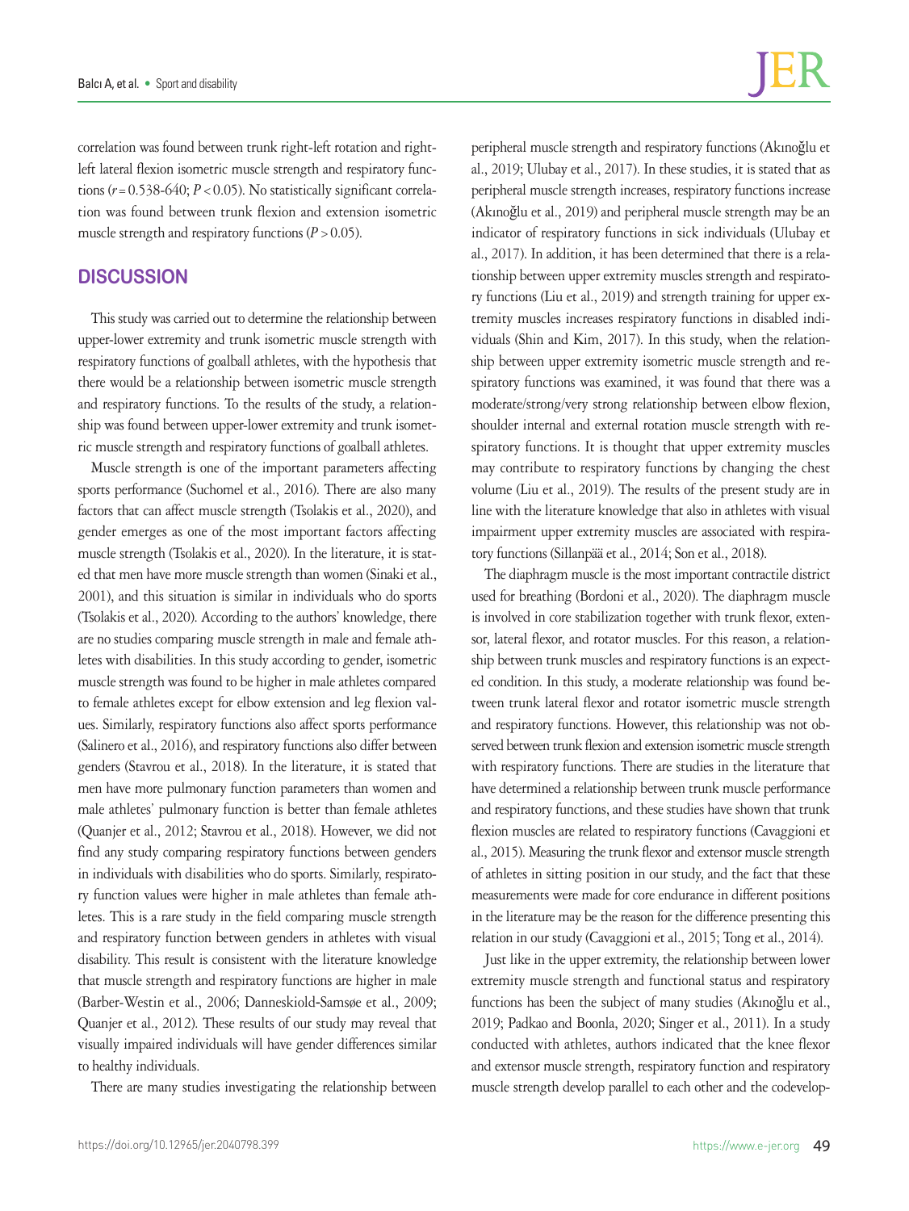correlation was found between trunk right-left rotation and right-left lateral flexion isometric muscle strength and respiratory functions ($r = 0.538$-$640$; $P < 0.05$). No statistically significant correlation was found between trunk flexion and extension isometric muscle strength and respiratory functions ($P > 0.05$).

## DISCUSSION

This study was carried out to determine the relationship between upper-lower extremity and trunk isometric muscle strength with respiratory functions of goalball athletes, with the hypothesis that there would be a relationship between isometric muscle strength and respiratory functions. To the results of the study, a relationship was found between upper-lower extremity and trunk isometric muscle strength and respiratory functions of goalball athletes.

Muscle strength is one of the important parameters affecting sports performance (Suchomel et al., 2016). There are also many factors that can affect muscle strength (Tsolakis et al., 2020), and gender emerges as one of the most important factors affecting muscle strength (Tsolakis et al., 2020). In the literature, it is stated that men have more muscle strength than women (Sinaki et al., 2001), and this situation is similar in individuals who do sports (Tsolakis et al., 2020). According to the authors' knowledge, there are no studies comparing muscle strength in male and female athletes with disabilities. In this study according to gender, isometric muscle strength was found to be higher in male athletes compared to female athletes except for elbow extension and leg flexion values. Similarly, respiratory functions also affect sports performance (Salinero et al., 2016), and respiratory functions also differ between genders (Stavrou et al., 2018). In the literature, it is stated that men have more pulmonary function parameters than women and male athletes' pulmonary function is better than female athletes (Quanjer et al., 2012; Stavrou et al., 2018). However, we did not find any study comparing respiratory functions between genders in individuals with disabilities who do sports. Similarly, respiratory function values were higher in male athletes than female athletes. This is a rare study in the field comparing muscle strength and respiratory function between genders in athletes with visual disability. This result is consistent with the literature knowledge that muscle strength and respiratory functions are higher in male (Barber-Westin et al., 2006; Danneskiold-Samsøe et al., 2009; Quanjer et al., 2012). These results of our study may reveal that visually impaired individuals will have gender differences similar to healthy individuals.

There are many studies investigating the relationship between peripheral muscle strength and respiratory functions (Akınoğlu et al., 2019; Ulubay et al., 2017). In these studies, it is stated that as peripheral muscle strength increases, respiratory functions increase (Akınoğlu et al., 2019) and peripheral muscle strength may be an indicator of respiratory functions in sick individuals (Ulubay et al., 2017). In addition, it has been determined that there is a relationship between upper extremity muscles strength and respiratory functions (Liu et al., 2019) and strength training for upper extremity muscles increases respiratory functions in disabled individuals (Shin and Kim, 2017). In this study, when the relationship between upper extremity isometric muscle strength and respiratory functions was examined, it was found that there was a moderate/strong/very strong relationship between elbow flexion, shoulder internal and external rotation muscle strength with respiratory functions. It is thought that upper extremity muscles may contribute to respiratory functions by changing the chest volume (Liu et al., 2019). The results of the present study are in line with the literature knowledge that also in athletes with visual impairment upper extremity muscles are associated with respiratory functions (Sillanpää et al., 2014; Son et al., 2018).

The diaphragm muscle is the most important contractile district used for breathing (Bordoni et al., 2020). The diaphragm muscle is involved in core stabilization together with trunk flexor, extensor, lateral flexor, and rotator muscles. For this reason, a relationship between trunk muscles and respiratory functions is an expected condition. In this study, a moderate relationship was found between trunk lateral flexor and rotator isometric muscle strength and respiratory functions. However, this relationship was not observed between trunk flexion and extension isometric muscle strength with respiratory functions. There are studies in the literature that have determined a relationship between trunk muscle performance and respiratory functions, and these studies have shown that trunk flexion muscles are related to respiratory functions (Cavaggioni et al., 2015). Measuring the trunk flexor and extensor muscle strength of athletes in sitting position in our study, and the fact that these measurements were made for core endurance in different positions in the literature may be the reason for the difference presenting this relation in our study (Cavaggioni et al., 2015; Tong et al., 2014).

Just like in the upper extremity, the relationship between lower extremity muscle strength and functional status and respiratory functions has been the subject of many studies (Akınoğlu et al., 2019; Padkao and Boonla, 2020; Singer et al., 2011). In a study conducted with athletes, authors indicated that the knee flexor and extensor muscle strength, respiratory function and respiratory muscle strength develop parallel to each other and the codevelop-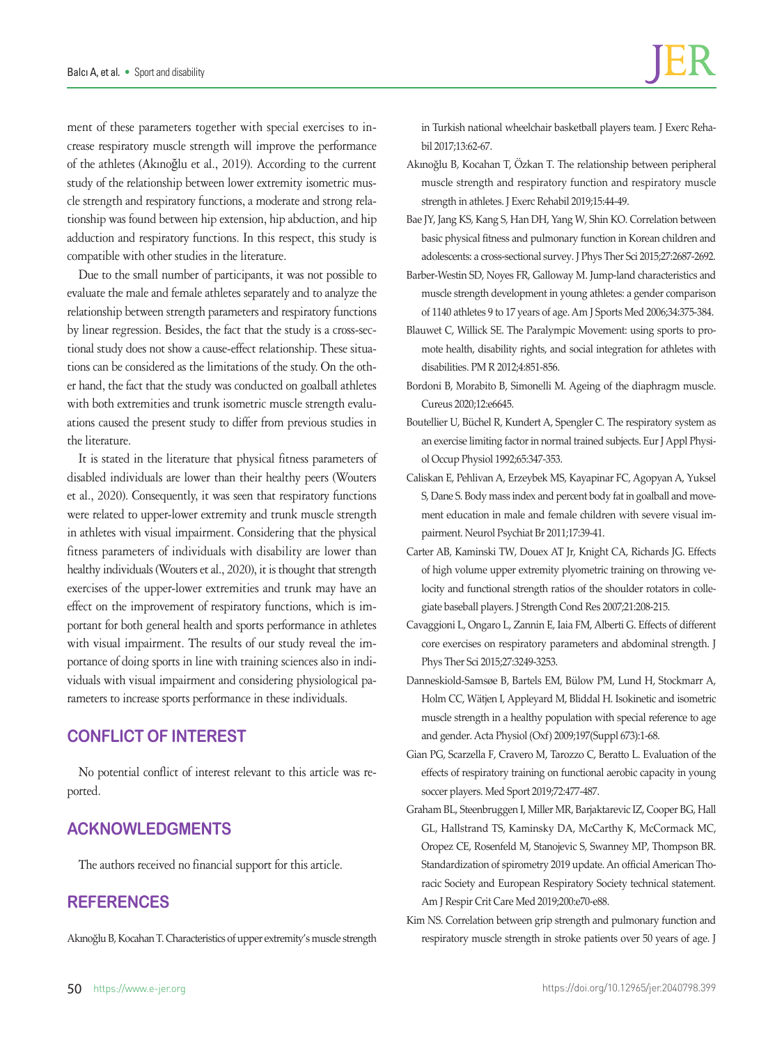ment of these parameters together with special exercises to increase respiratory muscle strength will improve the performance of the athletes (Akınoğlu et al., 2019). According to the current study of the relationship between lower extremity isometric muscle strength and respiratory functions, a moderate and strong relationship was found between hip extension, hip abduction, and hip adduction and respiratory functions. In this respect, this study is compatible with other studies in the literature.

Due to the small number of participants, it was not possible to evaluate the male and female athletes separately and to analyze the relationship between strength parameters and respiratory functions by linear regression. Besides, the fact that the study is a cross-sectional study does not show a cause-effect relationship. These situations can be considered as the limitations of the study. On the other hand, the fact that the study was conducted on goalball athletes with both extremities and trunk isometric muscle strength evaluations caused the present study to differ from previous studies in the literature.

It is stated in the literature that physical fitness parameters of disabled individuals are lower than their healthy peers (Wouters et al., 2020). Consequently, it was seen that respiratory functions were related to upper-lower extremity and trunk muscle strength in athletes with visual impairment. Considering that the physical fitness parameters of individuals with disability are lower than healthy individuals (Wouters et al., 2020), it is thought that strength exercises of the upper-lower extremities and trunk may have an effect on the improvement of respiratory functions, which is important for both general health and sports performance in athletes with visual impairment. The results of our study reveal the importance of doing sports in line with training sciences also in individuals with visual impairment and considering physiological parameters to increase sports performance in these individuals.

## CONFLICT OF INTEREST

No potential conflict of interest relevant to this article was reported.

## ACKNOWLEDGMENTS

The authors received no financial support for this article.

## REFERENCES

Akınoğlu B, Kocahan T. Characteristics of upper extremity's muscle strength in Turkish national wheelchair basketball players team. J Exerc Rehabil 2017;13:62-67.

Akınoğlu B, Kocahan T, Özkan T. The relationship between peripheral muscle strength and respiratory function and respiratory muscle strength in athletes. J Exerc Rehabil 2019;15:44-49.

Bae JY, Jang KS, Kang S, Han DH, Yang W, Shin KO. Correlation between basic physical fitness and pulmonary function in Korean children and adolescents: a cross-sectional survey. J Phys Ther Sci 2015;27:2687-2692.

Barber-Westin SD, Noyes FR, Galloway M. Jump-land characteristics and muscle strength development in young athletes: a gender comparison of 1140 athletes 9 to 17 years of age. Am J Sports Med 2006;34:375-384.

Blauwet C, Willick SE. The Paralympic Movement: using sports to promote health, disability rights, and social integration for athletes with disabilities. PM R 2012;4:851-856.

Bordoni B, Morabito B, Simonelli M. Ageing of the diaphragm muscle. Cureus 2020;12:e6645.

Boutellier U, Büchel R, Kundert A, Spengler C. The respiratory system as an exercise limiting factor in normal trained subjects. Eur J Appl Physiol Occup Physiol 1992;65:347-353.

Caliskan E, Pehlivan A, Erzeybek MS, Kayapinar FC, Agopyan A, Yuksel S, Dane S. Body mass index and percent body fat in goalball and movement education in male and female children with severe visual impairment. Neurol Psychiat Br 2011;17:39-41.

Carter AB, Kaminski TW, Douex AT Jr, Knight CA, Richards JG. Effects of high volume upper extremity plyometric training on throwing velocity and functional strength ratios of the shoulder rotators in collegiate baseball players. J Strength Cond Res 2007;21:208-215.

Cavaggioni L, Ongaro L, Zannin E, Iaia FM, Alberti G. Effects of different core exercises on respiratory parameters and abdominal strength. J Phys Ther Sci 2015;27:3249-3253.

Danneskiold-Samsøe B, Bartels EM, Bülow PM, Lund H, Stockmarr A, Holm CC, Wätjen I, Appleyard M, Bliddal H. Isokinetic and isometric muscle strength in a healthy population with special reference to age and gender. Acta Physiol (Oxf) 2009;197(Suppl 673):1-68.

Gian PG, Scarzella F, Cravero M, Tarozzo C, Beratto L. Evaluation of the effects of respiratory training on functional aerobic capacity in young soccer players. Med Sport 2019;72:477-487.

Graham BL, Steenbruggen I, Miller MR, Barjaktarevic IZ, Cooper BG, Hall GL, Hallstrand TS, Kaminsky DA, McCarthy K, McCormack MC, Oropez CE, Rosenfeld M, Stanojevic S, Swanney MP, Thompson BR. Standardization of spirometry 2019 update. An official American Thoracic Society and European Respiratory Society technical statement. Am J Respir Crit Care Med 2019;200:e70-e88.

Kim NS. Correlation between grip strength and pulmonary function and respiratory muscle strength in stroke patients over 50 years of age. J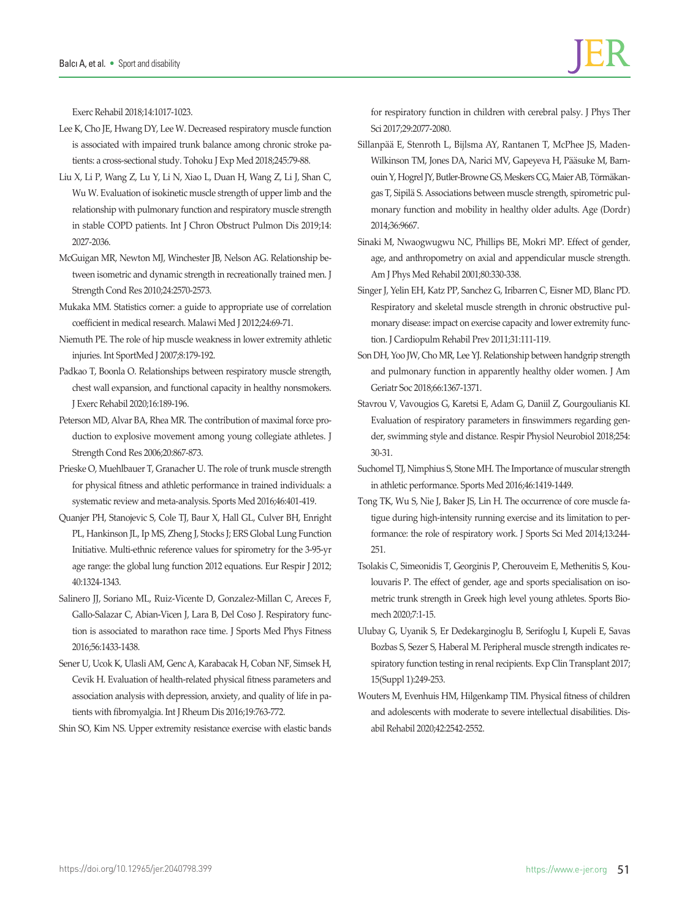Exerc Rehabil 2018;14:1017-1023.

Lee K, Cho JE, Hwang DY, Lee W. Decreased respiratory muscle function is associated with impaired trunk balance among chronic stroke patients: a cross-sectional study. Tohoku J Exp Med 2018;245:79-88.

Liu X, Li P, Wang Z, Lu Y, Li N, Xiao L, Duan H, Wang Z, Li J, Shan C, Wu W. Evaluation of isokinetic muscle strength of upper limb and the relationship with pulmonary function and respiratory muscle strength in stable COPD patients. Int J Chron Obstruct Pulmon Dis 2019;14:2027-2036.

McGuigan MR, Newton MJ, Winchester JB, Nelson AG. Relationship between isometric and dynamic strength in recreationally trained men. J Strength Cond Res 2010;24:2570-2573.

Mukaka MM. Statistics corner: a guide to appropriate use of correlation coefficient in medical research. Malawi Med J 2012;24:69-71.

Niemuth PE. The role of hip muscle weakness in lower extremity athletic injuries. Int SportMed J 2007;8:179-192.

Padkao T, Boonla O. Relationships between respiratory muscle strength, chest wall expansion, and functional capacity in healthy nonsmokers. J Exerc Rehabil 2020;16:189-196.

Peterson MD, Alvar BA, Rhea MR. The contribution of maximal force production to explosive movement among young collegiate athletes. J Strength Cond Res 2006;20:867-873.

Prieske O, Muehlbauer T, Granacher U. The role of trunk muscle strength for physical fitness and athletic performance in trained individuals: a systematic review and meta-analysis. Sports Med 2016;46:401-419.

Quanjer PH, Stanojevic S, Cole TJ, Baur X, Hall GL, Culver BH, Enright PL, Hankinson JL, Ip MS, Zheng J, Stocks J; ERS Global Lung Function Initiative. Multi-ethnic reference values for spirometry for the 3-95-yr age range: the global lung function 2012 equations. Eur Respir J 2012;40:1324-1343.

Salinero JJ, Soriano ML, Ruiz-Vicente D, Gonzalez-Millan C, Areces F, Gallo-Salazar C, Abian-Vicen J, Lara B, Del Coso J. Respiratory function is associated to marathon race time. J Sports Med Phys Fitness 2016;56:1433-1438.

Sener U, Ucok K, Ulasli AM, Genc A, Karabacak H, Coban NF, Simsek H, Cevik H. Evaluation of health-related physical fitness parameters and association analysis with depression, anxiety, and quality of life in patients with fibromyalgia. Int J Rheum Dis 2016;19:763-772.

Shin SO, Kim NS. Upper extremity resistance exercise with elastic bands for respiratory function in children with cerebral palsy. J Phys Ther Sci 2017;29:2077-2080.

Sillanpää E, Stenroth L, Bijlsma AY, Rantanen T, McPhee JS, Maden-Wilkinson TM, Jones DA, Narici MV, Gapeyeva H, Pääsuke M, Barnouin Y, Hogrel JY, Butler-Browne GS, Meskers CG, Maier AB, Törmäkangas T, Sipilä S. Associations between muscle strength, spirometric pulmonary function and mobility in healthy older adults. Age (Dordr) 2014;36:9667.

Sinaki M, Nwaogwugwu NC, Phillips BE, Mokri MP. Effect of gender, age, and anthropometry on axial and appendicular muscle strength. Am J Phys Med Rehabil 2001;80:330-338.

Singer J, Yelin EH, Katz PP, Sanchez G, Iribarren C, Eisner MD, Blanc PD. Respiratory and skeletal muscle strength in chronic obstructive pulmonary disease: impact on exercise capacity and lower extremity function. J Cardiopulm Rehabil Prev 2011;31:111-119.

Son DH, Yoo JW, Cho MR, Lee YJ. Relationship between handgrip strength and pulmonary function in apparently healthy older women. J Am Geriatr Soc 2018;66:1367-1371.

Stavrou V, Vavougios G, Karetsi E, Adam G, Daniil Z, Gourgoulianis KI. Evaluation of respiratory parameters in finswimmers regarding gender, swimming style and distance. Respir Physiol Neurobiol 2018;254:30-31.

Suchomel TJ, Nimphius S, Stone MH. The Importance of muscular strength in athletic performance. Sports Med 2016;46:1419-1449.

Tong TK, Wu S, Nie J, Baker JS, Lin H. The occurrence of core muscle fatigue during high-intensity running exercise and its limitation to performance: the role of respiratory work. J Sports Sci Med 2014;13:244-251.

Tsolakis C, Simeonidis T, Georginis P, Cherouveim E, Methenitis S, Koulouvaris P. The effect of gender, age and sports specialisation on isometric trunk strength in Greek high level young athletes. Sports Biomech 2020;7:1-15.

Ulubay G, Uyanik S, Er Dedekarginoglu B, Serifoglu I, Kupeli E, Savas Bozbas S, Sezer S, Haberal M. Peripheral muscle strength indicates respiratory function testing in renal recipients. Exp Clin Transplant 2017;15(Suppl 1):249-253.

Wouters M, Evenhuis HM, Hilgenkamp TIM. Physical fitness of children and adolescents with moderate to severe intellectual disabilities. Disabil Rehabil 2020;42:2542-2552.